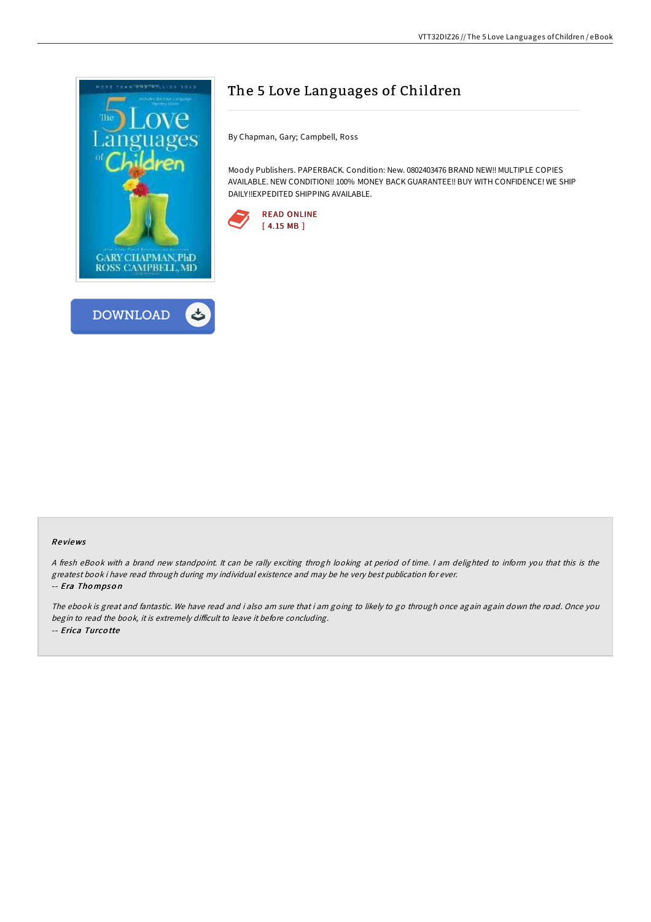# The 5 Love Languages of Children

By Chapman, Gary; Campbell, Ross

Moody Publishers. PAPERBACK. Condition: New. 0802403476 BRAND NEW!! MULTIPLE COPIES AVAILABLE. NEW CONDITION!! 100% MONEY BACK GUARANTEE!! BUY WITH CONFIDENCE! WE SHIP DAILY!!EXPEDITED SHIPPING AVAILABLE.

READ ONLINE
[ 4.15 MB ]

DOWNLOAD

## Reviews

*A fresh eBook with a brand new standpoint. It can be rally exciting throgh looking at period of time. I am delighted to inform you that this is the greatest book i have read through during my individual existence and may be he very best publication for ever.*

*-- Era Thompson*

*The ebook is great and fantastic. We have read and i also am sure that i am going to likely to go through once again again down the road. Once you begin to read the book, it is extremely difficult to leave it before concluding.*

*-- Erica Turcotte*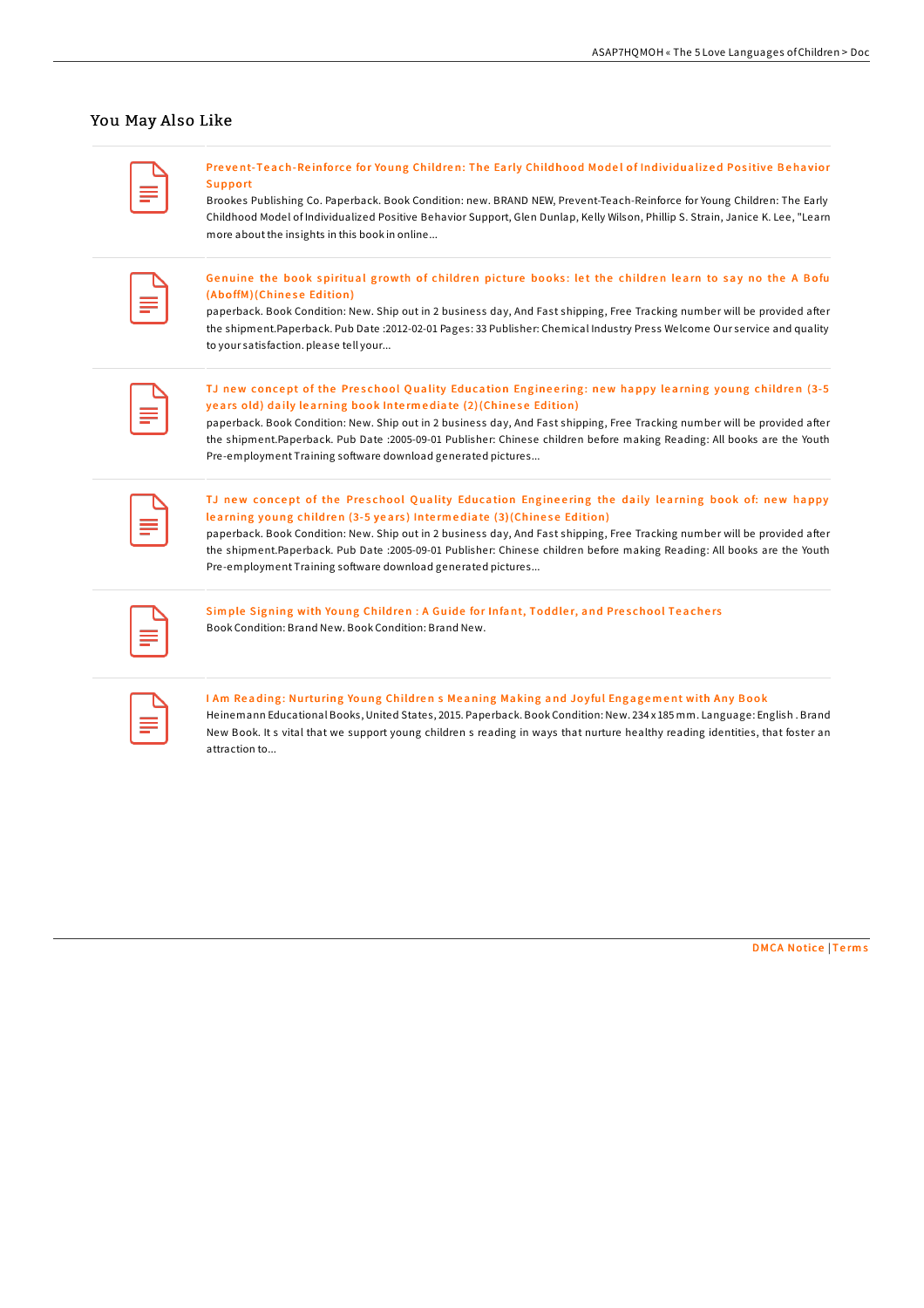## You May Also Like

**Prevent-Teach-Reinforce for Young Children: The Early Childhood Model of Individualized Positive Behavior Support**

Brookes Publishing Co. Paperback. Book Condition: new. BRAND NEW, Prevent-Teach-Reinforce for Young Children: The Early Childhood Model of Individualized Positive Behavior Support, Glen Dunlap, Kelly Wilson, Phillip S. Strain, Janice K. Lee, "Learn more about the insights in this book in online...

**Genuine the book spiritual growth of children picture books: let the children learn to say no the A Bofu (AboffM)(Chinese Edition)**

paperback. Book Condition: New. Ship out in 2 business day, And Fast shipping, Free Tracking number will be provided after the shipment.Paperback. Pub Date :2012-02-01 Pages: 33 Publisher: Chemical Industry Press Welcome Our service and quality to your satisfaction. please tell your...

**TJ new concept of the Preschool Quality Education Engineering: new happy learning young children (3-5 years old) daily learning book Intermediate (2)(Chinese Edition)**

paperback. Book Condition: New. Ship out in 2 business day, And Fast shipping, Free Tracking number will be provided after the shipment.Paperback. Pub Date :2005-09-01 Publisher: Chinese children before making Reading: All books are the Youth Pre-employment Training software download generated pictures...

**TJ new concept of the Preschool Quality Education Engineering the daily learning book of: new happy learning young children (3-5 years) Intermediate (3)(Chinese Edition)**

paperback. Book Condition: New. Ship out in 2 business day, And Fast shipping, Free Tracking number will be provided after the shipment.Paperback. Pub Date :2005-09-01 Publisher: Chinese children before making Reading: All books are the Youth Pre-employment Training software download generated pictures...

**Simple Signing with Young Children : A Guide for Infant, Toddler, and Preschool Teachers**

Book Condition: Brand New. Book Condition: Brand New.

**I Am Reading: Nurturing Young Children s Meaning Making and Joyful Engagement with Any Book**

Heinemann Educational Books, United States, 2015. Paperback. Book Condition: New. 234 x 185 mm. Language: English . Brand New Book. It s vital that we support young children s reading in ways that nurture healthy reading identities, that foster an attraction to...

DMCA Notice | Terms